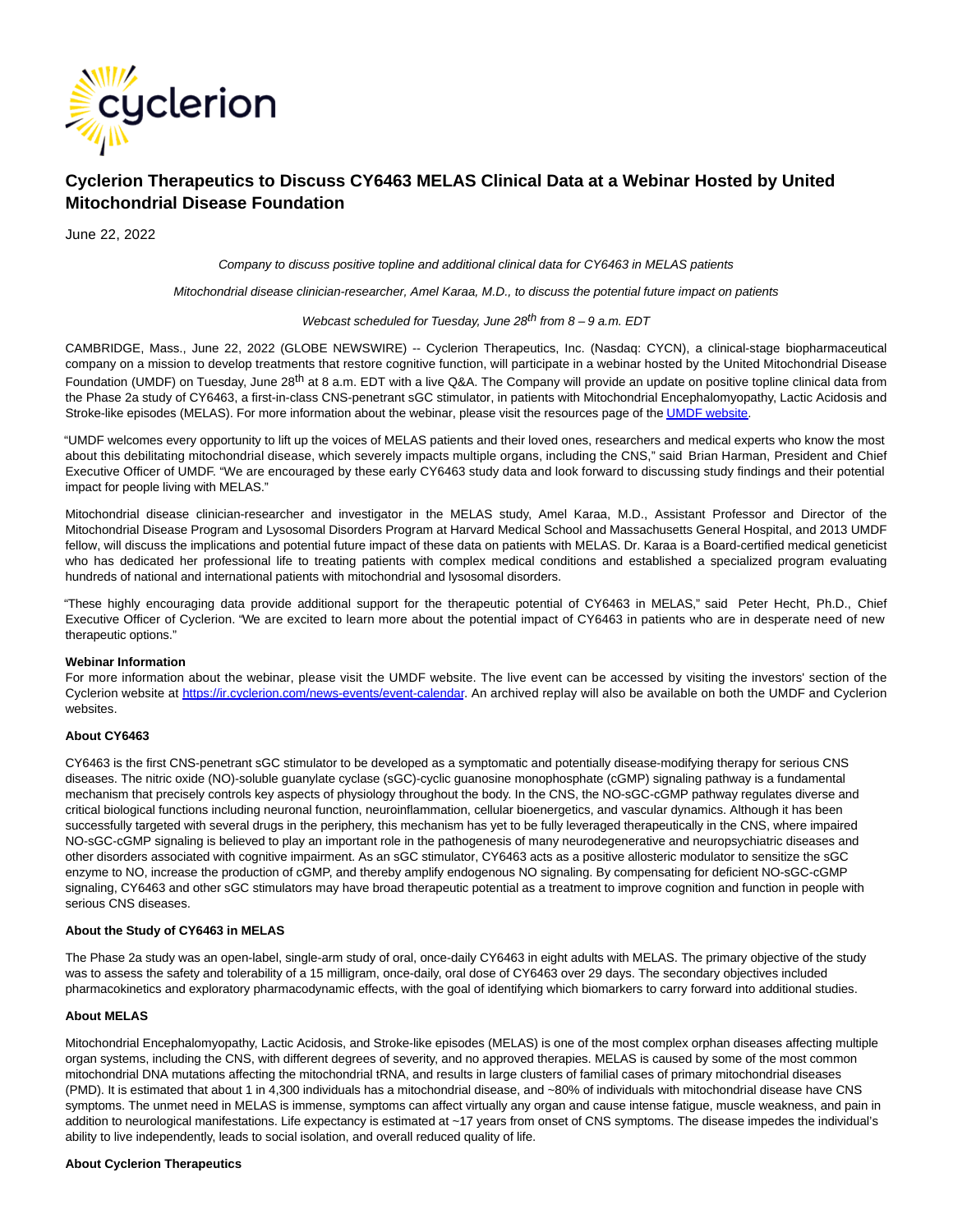# Cyclerion Therapeutics to Discuss CY6463 MELAS Clinical Data at a Webinar Hosted by United Mitochondrial Disease Foundation

June 22, 2022

*Company to discuss positive topline and additional clinical data for CY6463 in MELAS patients*

*Mitochondrial disease clinician-researcher, Amel Karaa, M.D., to discuss the potential future impact on patients*

*Webcast scheduled for Tuesday, June 28th from 8 – 9 a.m. EDT*

CAMBRIDGE, Mass., June 22, 2022 (GLOBE NEWSWIRE) -- Cyclerion Therapeutics, Inc. (Nasdaq: CYCN), a clinical-stage biopharmaceutical company on a mission to develop treatments that restore cognitive function, will participate in a webinar hosted by the United Mitochondrial Disease Foundation (UMDF) on Tuesday, June 28th at 8 a.m. EDT with a live Q&A. The Company will provide an update on positive topline clinical data from the Phase 2a study of CY6463, a first-in-class CNS-penetrant sGC stimulator, in patients with Mitochondrial Encephalomyopathy, Lactic Acidosis and Stroke-like episodes (MELAS). For more information about the webinar, please visit the resources page of the UMDF website.

"UMDF welcomes every opportunity to lift up the voices of MELAS patients and their loved ones, researchers and medical experts who know the most about this debilitating mitochondrial disease, which severely impacts multiple organs, including the CNS," said Brian Harman, President and Chief Executive Officer of UMDF. "We are encouraged by these early CY6463 study data and look forward to discussing study findings and their potential impact for people living with MELAS."

Mitochondrial disease clinician-researcher and investigator in the MELAS study, Amel Karaa, M.D., Assistant Professor and Director of the Mitochondrial Disease Program and Lysosomal Disorders Program at Harvard Medical School and Massachusetts General Hospital, and 2013 UMDF fellow, will discuss the implications and potential future impact of these data on patients with MELAS. Dr. Karaa is a Board-certified medical geneticist who has dedicated her professional life to treating patients with complex medical conditions and established a specialized program evaluating hundreds of national and international patients with mitochondrial and lysosomal disorders.

"These highly encouraging data provide additional support for the therapeutic potential of CY6463 in MELAS," said Peter Hecht, Ph.D., Chief Executive Officer of Cyclerion. "We are excited to learn more about the potential impact of CY6463 in patients who are in desperate need of new therapeutic options."

**Webinar Information**

For more information about the webinar, please visit the UMDF website. The live event can be accessed by visiting the investors' section of the Cyclerion website at https://ir.cyclerion.com/news-events/event-calendar. An archived replay will also be available on both the UMDF and Cyclerion websites.

**About CY6463**

CY6463 is the first CNS-penetrant sGC stimulator to be developed as a symptomatic and potentially disease-modifying therapy for serious CNS diseases. The nitric oxide (NO)-soluble guanylate cyclase (sGC)-cyclic guanosine monophosphate (cGMP) signaling pathway is a fundamental mechanism that precisely controls key aspects of physiology throughout the body. In the CNS, the NO-sGC-cGMP pathway regulates diverse and critical biological functions including neuronal function, neuroinflammation, cellular bioenergetics, and vascular dynamics. Although it has been successfully targeted with several drugs in the periphery, this mechanism has yet to be fully leveraged therapeutically in the CNS, where impaired NO-sGC-cGMP signaling is believed to play an important role in the pathogenesis of many neurodegenerative and neuropsychiatric diseases and other disorders associated with cognitive impairment. As an sGC stimulator, CY6463 acts as a positive allosteric modulator to sensitize the sGC enzyme to NO, increase the production of cGMP, and thereby amplify endogenous NO signaling. By compensating for deficient NO-sGC-cGMP signaling, CY6463 and other sGC stimulators may have broad therapeutic potential as a treatment to improve cognition and function in people with serious CNS diseases.

**About the Study of CY6463 in MELAS**

The Phase 2a study was an open-label, single-arm study of oral, once-daily CY6463 in eight adults with MELAS. The primary objective of the study was to assess the safety and tolerability of a 15 milligram, once-daily, oral dose of CY6463 over 29 days. The secondary objectives included pharmacokinetics and exploratory pharmacodynamic effects, with the goal of identifying which biomarkers to carry forward into additional studies.

**About MELAS**

Mitochondrial Encephalomyopathy, Lactic Acidosis, and Stroke-like episodes (MELAS) is one of the most complex orphan diseases affecting multiple organ systems, including the CNS, with different degrees of severity, and no approved therapies. MELAS is caused by some of the most common mitochondrial DNA mutations affecting the mitochondrial tRNA, and results in large clusters of familial cases of primary mitochondrial diseases (PMD). It is estimated that about 1 in 4,300 individuals has a mitochondrial disease, and ~80% of individuals with mitochondrial disease have CNS symptoms. The unmet need in MELAS is immense, symptoms can affect virtually any organ and cause intense fatigue, muscle weakness, and pain in addition to neurological manifestations. Life expectancy is estimated at ~17 years from onset of CNS symptoms. The disease impedes the individual's ability to live independently, leads to social isolation, and overall reduced quality of life.

**About Cyclerion Therapeutics**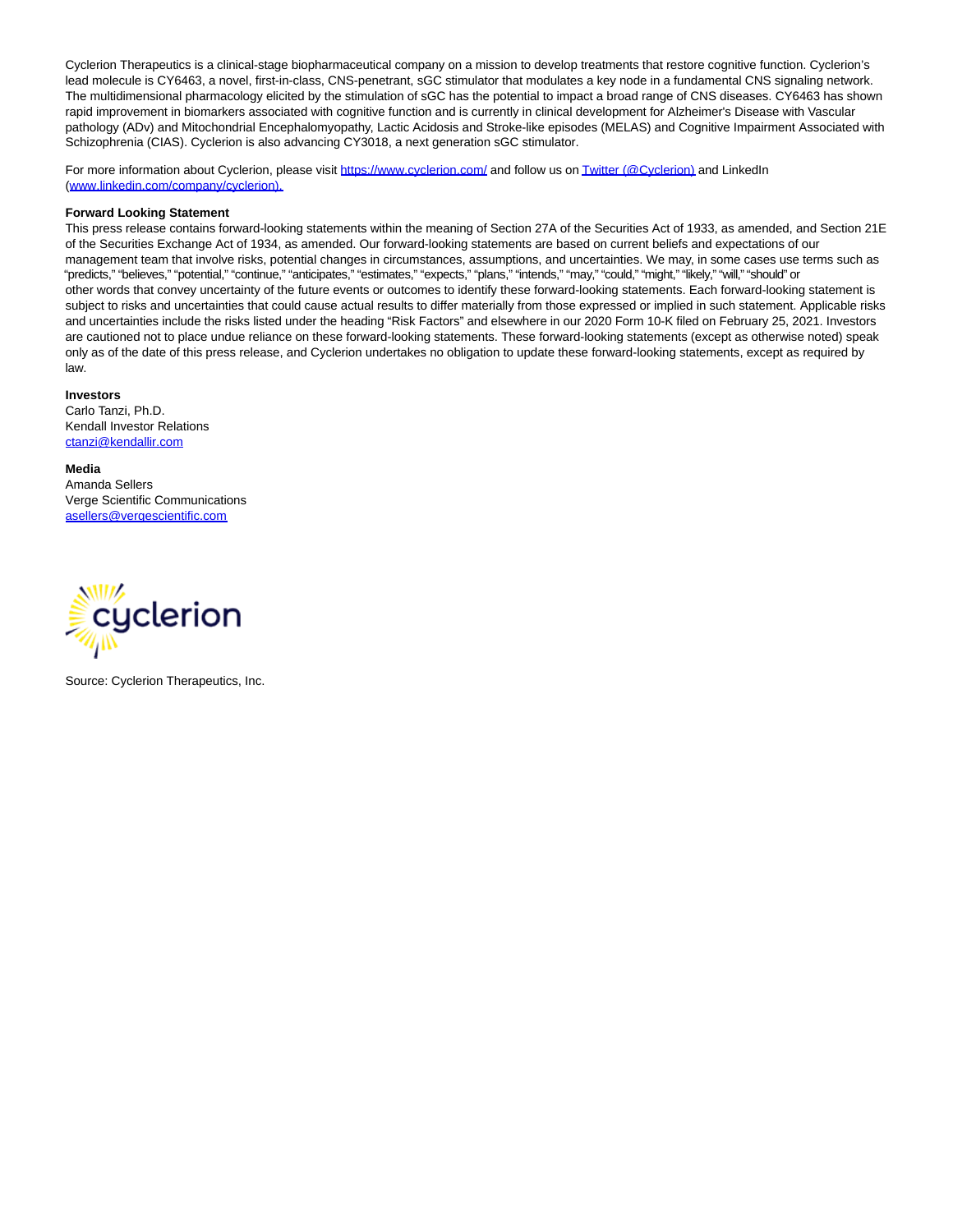Cyclerion Therapeutics is a clinical-stage biopharmaceutical company on a mission to develop treatments that restore cognitive function. Cyclerion's lead molecule is CY6463, a novel, first-in-class, CNS-penetrant, sGC stimulator that modulates a key node in a fundamental CNS signaling network. The multidimensional pharmacology elicited by the stimulation of sGC has the potential to impact a broad range of CNS diseases. CY6463 has shown rapid improvement in biomarkers associated with cognitive function and is currently in clinical development for Alzheimer's Disease with Vascular pathology (ADv) and Mitochondrial Encephalomyopathy, Lactic Acidosis and Stroke-like episodes (MELAS) and Cognitive Impairment Associated with Schizophrenia (CIAS). Cyclerion is also advancing CY3018, a next generation sGC stimulator.

For more information about Cyclerion, please visit https://www.cyclerion.com/ and follow us on Twitter (@Cyclerion) and LinkedIn (www.linkedin.com/company/cyclerion).

**Forward Looking Statement**

This press release contains forward-looking statements within the meaning of Section 27A of the Securities Act of 1933, as amended, and Section 21E of the Securities Exchange Act of 1934, as amended. Our forward-looking statements are based on current beliefs and expectations of our management team that involve risks, potential changes in circumstances, assumptions, and uncertainties. We may, in some cases use terms such as "predicts," "believes," "potential," "continue," "anticipates," "estimates," "expects," "plans," "intends," "may," "could," "might," "likely," "will," "should" or other words that convey uncertainty of the future events or outcomes to identify these forward-looking statements. Each forward-looking statement is subject to risks and uncertainties that could cause actual results to differ materially from those expressed or implied in such statement. Applicable risks and uncertainties include the risks listed under the heading "Risk Factors" and elsewhere in our 2020 Form 10-K filed on February 25, 2021. Investors are cautioned not to place undue reliance on these forward-looking statements. These forward-looking statements (except as otherwise noted) speak only as of the date of this press release, and Cyclerion undertakes no obligation to update these forward-looking statements, except as required by law.

**Investors**
Carlo Tanzi, Ph.D.
Kendall Investor Relations
ctanzi@kendallir.com

**Media**
Amanda Sellers
Verge Scientific Communications
asellers@vergescientific.com

Source: Cyclerion Therapeutics, Inc.